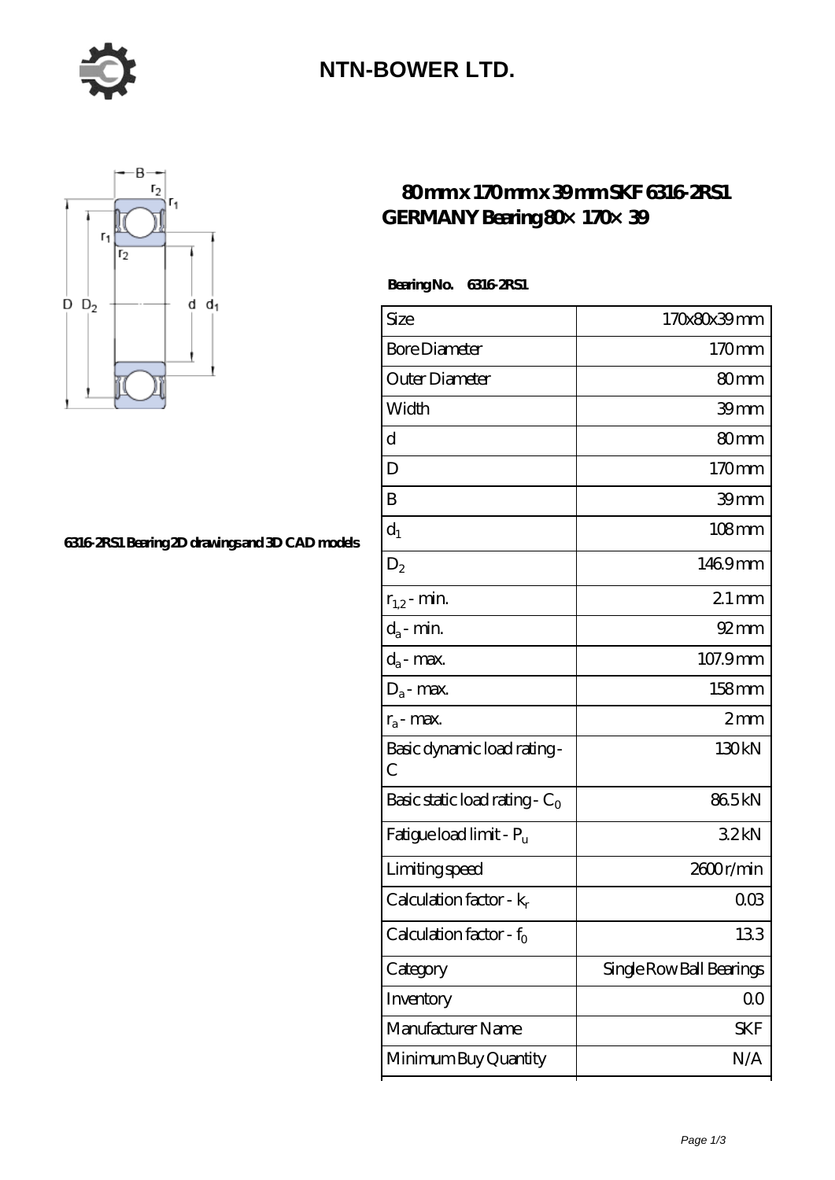# NTN-BOWER LTD.

## 80 mm x 170 mm x 39 mm SKF 6316-2RS1 GERMANY Bearing 80× 170× 39

6316-2RS1 Bearing 2D drawings and 3D CAD models

**Bearing No. 6316-2RS1**

| Size | 170x80x39 mm |
|---|---|
| Bore Diameter | 170 mm |
| Outer Diameter | 80 mm |
| Width | 39 mm |
| d | 80 mm |
| D | 170 mm |
| B | 39 mm |
| $d_1$ | 108 mm |
| $D_2$ | 146.9 mm |
| $r_{1,2}$ - min. | 2.1 mm |
| $d_a$ - min. | 92 mm |
| $d_a$ - max. | 107.9 mm |
| $D_a$ - max. | 158 mm |
| $r_a$ - max. | 2 mm |
| Basic dynamic load rating - C | 130 kN |
| Basic static load rating - $C_0$ | 86.5 kN |
| Fatigue load limit - $P_u$ | 3.2 kN |
| Limiting speed | 2600 r/min |
| Calculation factor - $k_r$ | 0.03 |
| Calculation factor - $f_0$ | 13.3 |
| Category | Single Row Ball Bearings |
| Inventory | 0.0 |
| Manufacturer Name | SKF |
| Minimum Buy Quantity | N/A |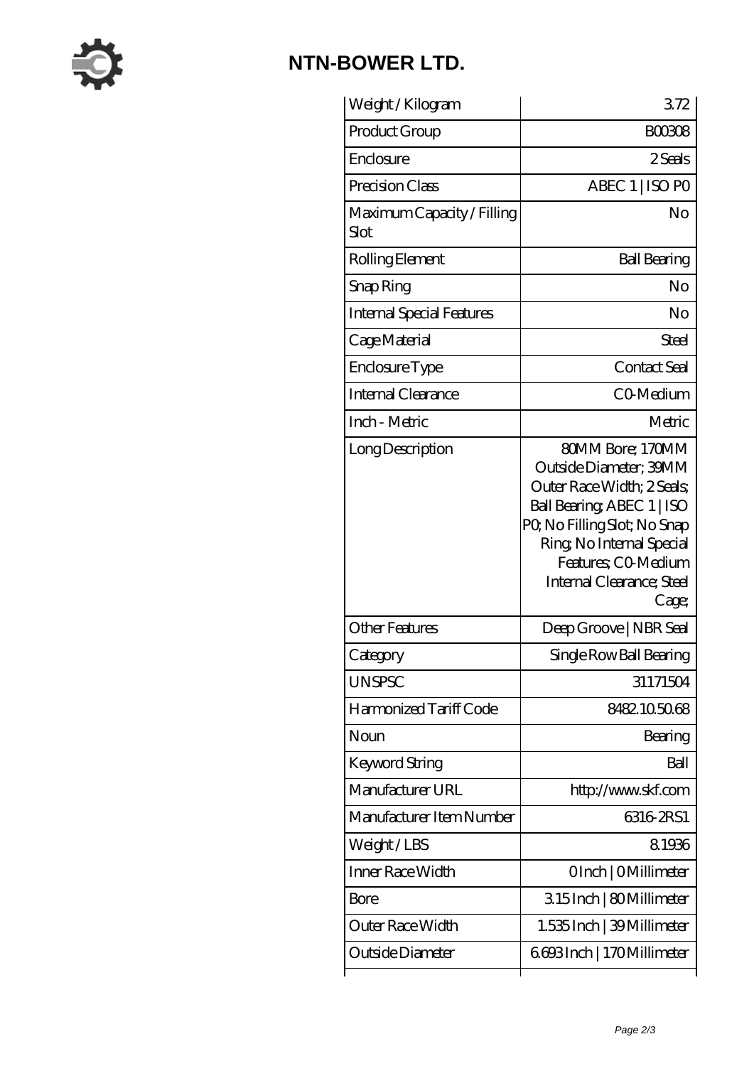# NTN-BOWER LTD.

| Weight / Kilogram | 3.72 |
| --- | --- |
| Product Group | B00308 |
| Enclosure | 2 Seals |
| Precision Class | ABEC 1 \| ISO P0 |
| Maximum Capacity / Filling Slot | No |
| Rolling Element | Ball Bearing |
| Snap Ring | No |
| Internal Special Features | No |
| Cage Material | Steel |
| Enclosure Type | Contact Seal |
| Internal Clearance | C0-Medium |
| Inch - Metric | Metric |
| Long Description | 80MM Bore; 170MM Outside Diameter; 39MM Outer Race Width; 2 Seals; Ball Bearing; ABEC 1 \| ISO P0; No Filling Slot; No Snap Ring; No Internal Special Features; C0-Medium Internal Clearance; Steel Cage; |
| Other Features | Deep Groove \| NBR Seal |
| Category | Single Row Ball Bearing |
| UNSPSC | 31171504 |
| Harmonized Tariff Code | 8482.10.50.68 |
| Noun | Bearing |
| Keyword String | Ball |
| Manufacturer URL | http://www.skf.com |
| Manufacturer Item Number | 6316-2RS1 |
| Weight / LBS | 8.1936 |
| Inner Race Width | 0 Inch \| 0 Millimeter |
| Bore | 3.15 Inch \| 80 Millimeter |
| Outer Race Width | 1.535 Inch \| 39 Millimeter |
| Outside Diameter | 6.693 Inch \| 170 Millimeter |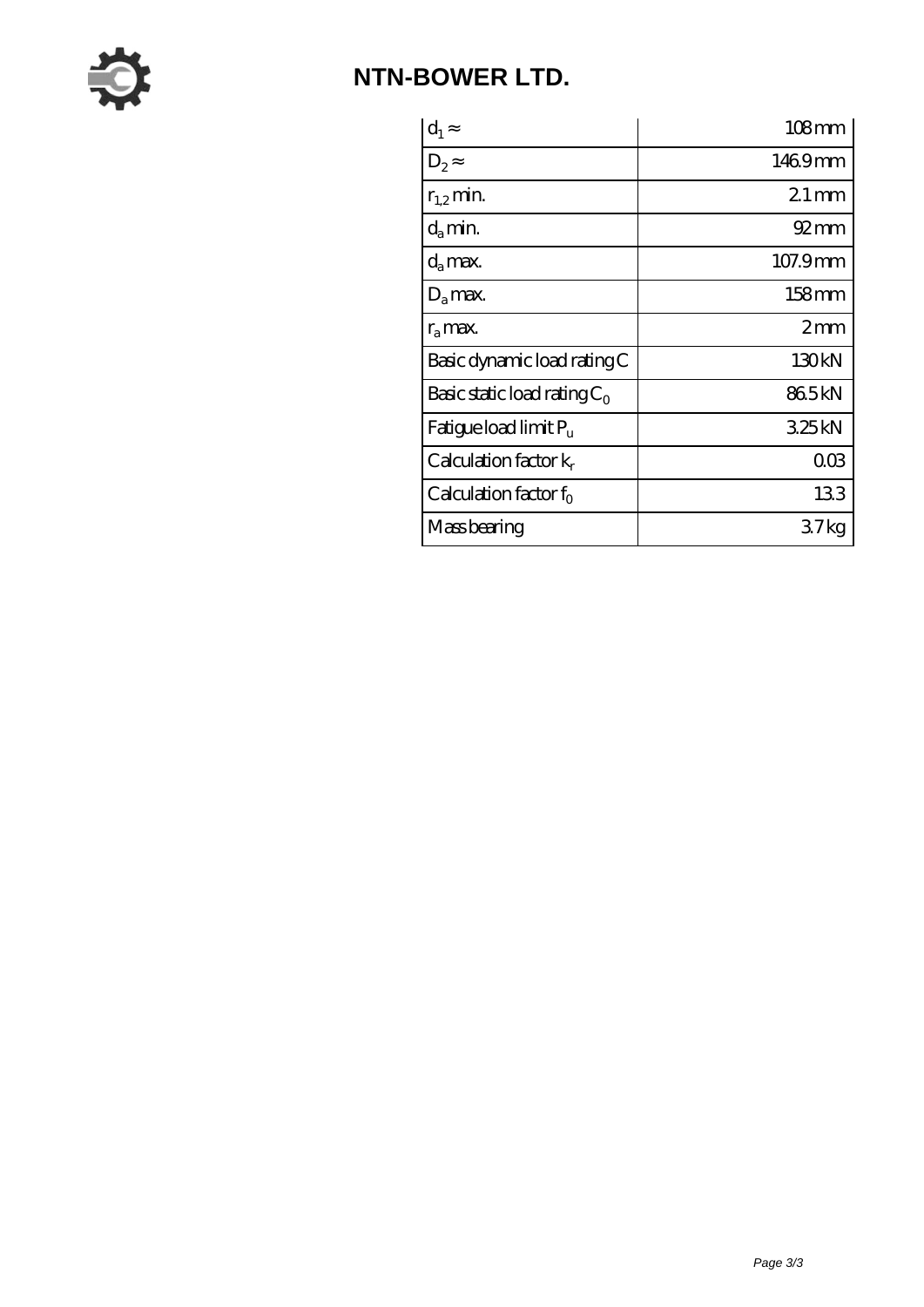## NTN-BOWER LTD.

| | |
|---|---|
| $d_1 \approx$ | 108 mm |
| $D_2 \approx$ | 146.9 mm |
| $r_{1,2}$ min. | 2.1 mm |
| $d_a$ min. | 92 mm |
| $d_a$ max. | 107.9 mm |
| $D_a$ max. | 158 mm |
| $r_a$ max. | 2 mm |
| Basic dynamic load rating C | 130 kN |
| Basic static load rating $C_0$ | 86.5 kN |
| Fatigue load limit $P_u$ | 3.25 kN |
| Calculation factor $k_r$ | 0.03 |
| Calculation factor $f_0$ | 13.3 |
| Mass bearing | 3.7 kg |